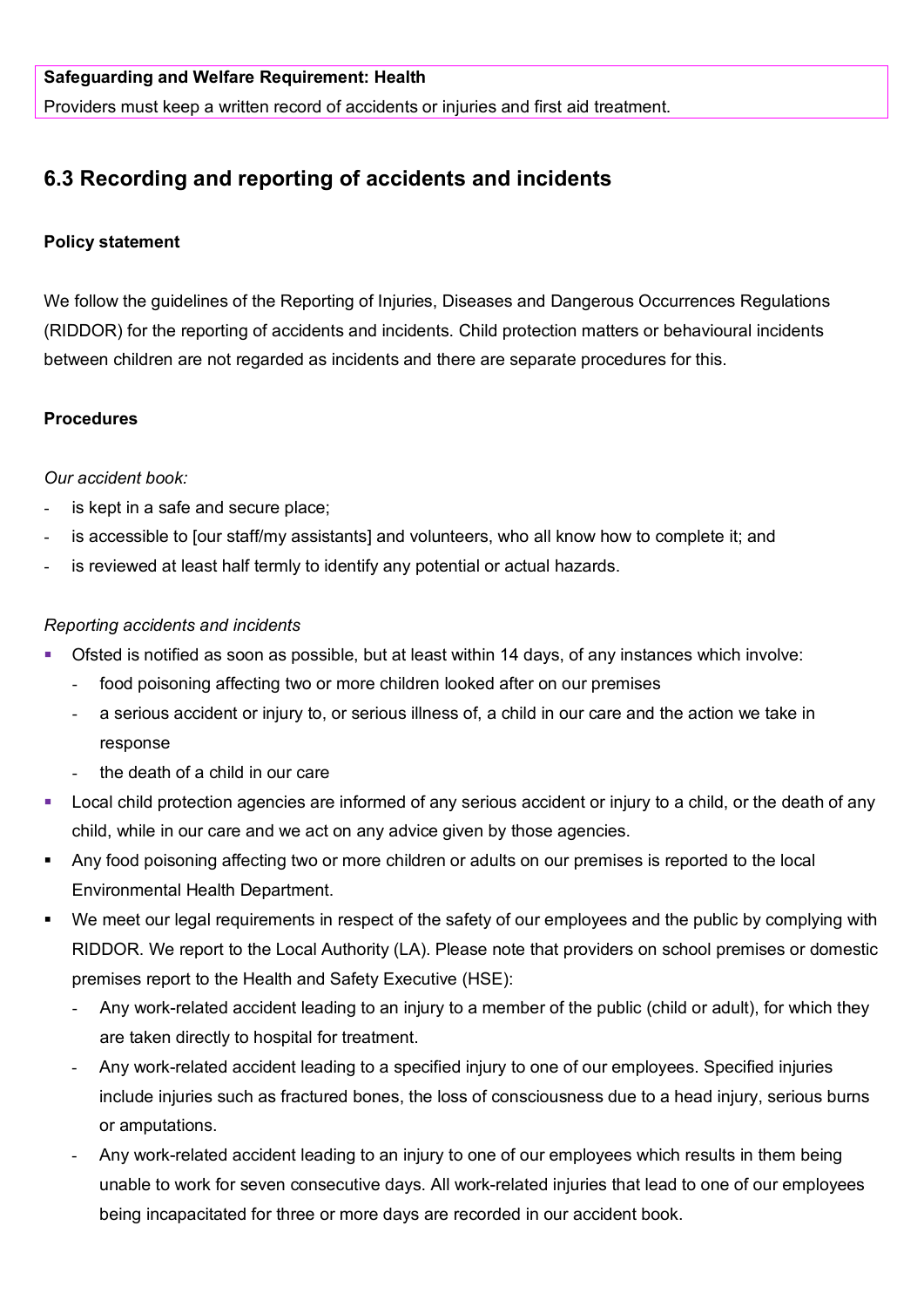**Safeguarding and Welfare Requirement: Health**

Providers must keep a written record of accidents or injuries and first aid treatment.

## 6.3 Recording and reporting of accidents and incidents

**Policy statement**

We follow the guidelines of the Reporting of Injuries, Diseases and Dangerous Occurrences Regulations (RIDDOR) for the reporting of accidents and incidents. Child protection matters or behavioural incidents between children are not regarded as incidents and there are separate procedures for this.

**Procedures**

*Our accident book:*

- is kept in a safe and secure place;
- is accessible to [our staff/my assistants] and volunteers, who all know how to complete it; and
- is reviewed at least half termly to identify any potential or actual hazards.

*Reporting accidents and incidents*

- Ofsted is notified as soon as possible, but at least within 14 days, of any instances which involve:
  - food poisoning affecting two or more children looked after on our premises
  - a serious accident or injury to, or serious illness of, a child in our care and the action we take in response
  - the death of a child in our care
- Local child protection agencies are informed of any serious accident or injury to a child, or the death of any child, while in our care and we act on any advice given by those agencies.
- Any food poisoning affecting two or more children or adults on our premises is reported to the local Environmental Health Department.
- We meet our legal requirements in respect of the safety of our employees and the public by complying with RIDDOR. We report to the Local Authority (LA). Please note that providers on school premises or domestic premises report to the Health and Safety Executive (HSE):
  - Any work-related accident leading to an injury to a member of the public (child or adult), for which they are taken directly to hospital for treatment.
  - Any work-related accident leading to a specified injury to one of our employees. Specified injuries include injuries such as fractured bones, the loss of consciousness due to a head injury, serious burns or amputations.
  - Any work-related accident leading to an injury to one of our employees which results in them being unable to work for seven consecutive days. All work-related injuries that lead to one of our employees being incapacitated for three or more days are recorded in our accident book.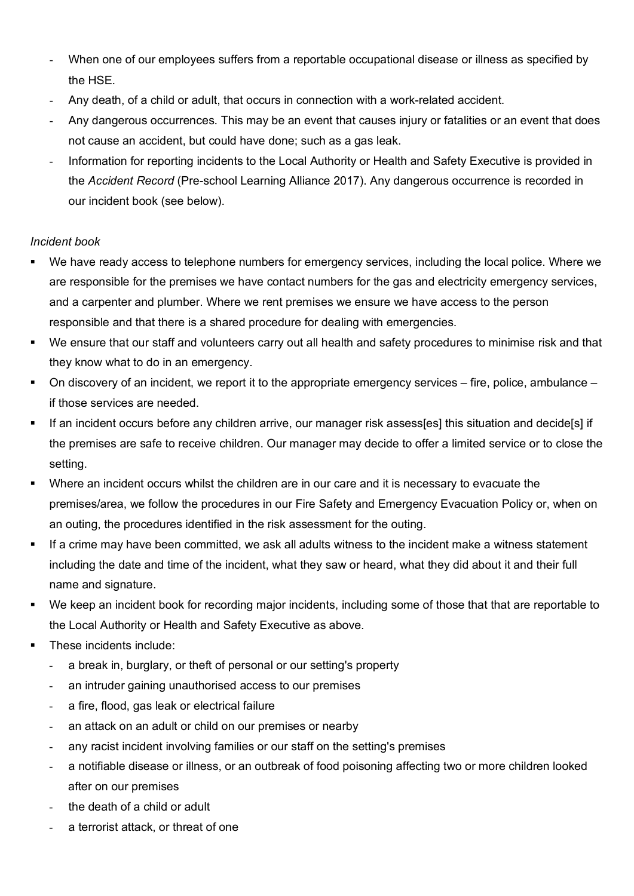- When one of our employees suffers from a reportable occupational disease or illness as specified by the HSE.
- Any death, of a child or adult, that occurs in connection with a work-related accident.
- Any dangerous occurrences. This may be an event that causes injury or fatalities or an event that does not cause an accident, but could have done; such as a gas leak.
- Information for reporting incidents to the Local Authority or Health and Safety Executive is provided in the *Accident Record* (Pre-school Learning Alliance 2017). Any dangerous occurrence is recorded in our incident book (see below).

*Incident book*

- We have ready access to telephone numbers for emergency services, including the local police. Where we are responsible for the premises we have contact numbers for the gas and electricity emergency services, and a carpenter and plumber. Where we rent premises we ensure we have access to the person responsible and that there is a shared procedure for dealing with emergencies.
- We ensure that our staff and volunteers carry out all health and safety procedures to minimise risk and that they know what to do in an emergency.
- On discovery of an incident, we report it to the appropriate emergency services – fire, police, ambulance – if those services are needed.
- If an incident occurs before any children arrive, our manager risk assess[es] this situation and decide[s] if the premises are safe to receive children. Our manager may decide to offer a limited service or to close the setting.
- Where an incident occurs whilst the children are in our care and it is necessary to evacuate the premises/area, we follow the procedures in our Fire Safety and Emergency Evacuation Policy or, when on an outing, the procedures identified in the risk assessment for the outing.
- If a crime may have been committed, we ask all adults witness to the incident make a witness statement including the date and time of the incident, what they saw or heard, what they did about it and their full name and signature.
- We keep an incident book for recording major incidents, including some of those that that are reportable to the Local Authority or Health and Safety Executive as above.
- These incidents include:
  - a break in, burglary, or theft of personal or our setting's property
  - an intruder gaining unauthorised access to our premises
  - a fire, flood, gas leak or electrical failure
  - an attack on an adult or child on our premises or nearby
  - any racist incident involving families or our staff on the setting's premises
  - a notifiable disease or illness, or an outbreak of food poisoning affecting two or more children looked after on our premises
  - the death of a child or adult
  - a terrorist attack, or threat of one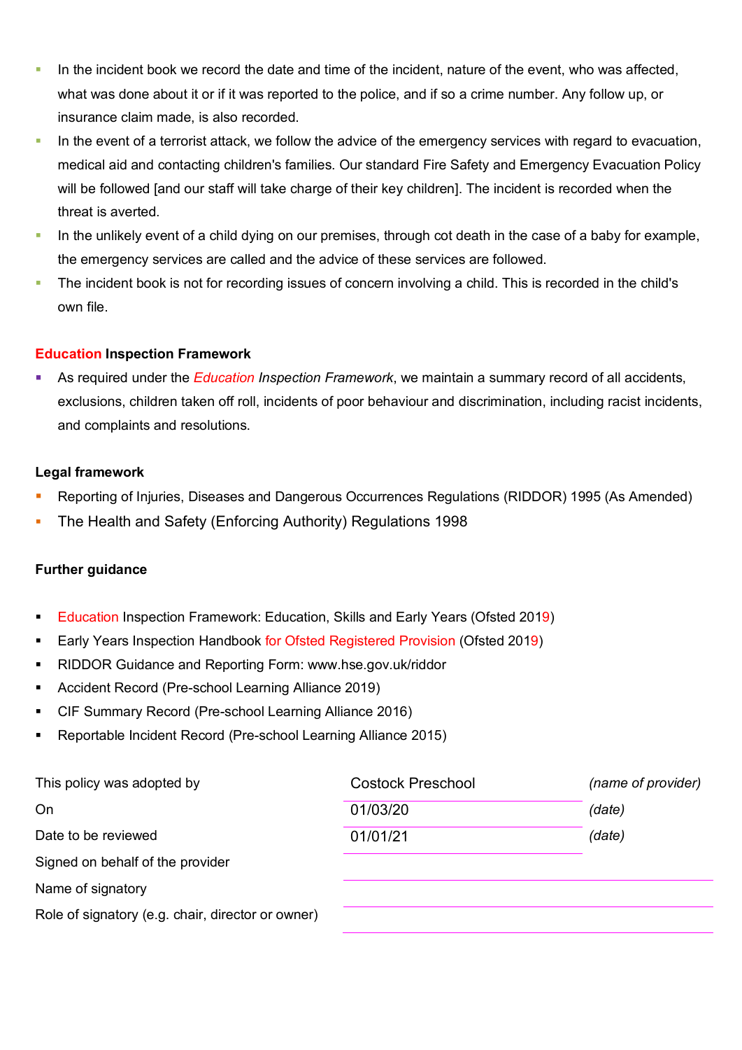- In the incident book we record the date and time of the incident, nature of the event, who was affected, what was done about it or if it was reported to the police, and if so a crime number. Any follow up, or insurance claim made, is also recorded.
- In the event of a terrorist attack, we follow the advice of the emergency services with regard to evacuation, medical aid and contacting children's families. Our standard Fire Safety and Emergency Evacuation Policy will be followed [and our staff will take charge of their key children]. The incident is recorded when the threat is averted.
- In the unlikely event of a child dying on our premises, through cot death in the case of a baby for example, the emergency services are called and the advice of these services are followed.
- The incident book is not for recording issues of concern involving a child. This is recorded in the child's own file.

**Education Inspection Framework**

- As required under the *Education Inspection Framework*, we maintain a summary record of all accidents, exclusions, children taken off roll, incidents of poor behaviour and discrimination, including racist incidents, and complaints and resolutions.

**Legal framework**

- Reporting of Injuries, Diseases and Dangerous Occurrences Regulations (RIDDOR) 1995 (As Amended)
- The Health and Safety (Enforcing Authority) Regulations 1998

**Further guidance**

- Education Inspection Framework: Education, Skills and Early Years (Ofsted 2019)
- Early Years Inspection Handbook for Ofsted Registered Provision (Ofsted 2019)
- RIDDOR Guidance and Reporting Form: www.hse.gov.uk/riddor
- Accident Record (Pre-school Learning Alliance 2019)
- CIF Summary Record (Pre-school Learning Alliance 2016)
- Reportable Incident Record (Pre-school Learning Alliance 2015)

| | | |
|---|---|---|
| This policy was adopted by | Costock Preschool | *(name of provider)* |
| On | 01/03/20 | *(date)* |
| Date to be reviewed | 01/01/21 | *(date)* |
| Signed on behalf of the provider | | |
| Name of signatory | | |
| Role of signatory (e.g. chair, director or owner) | | |